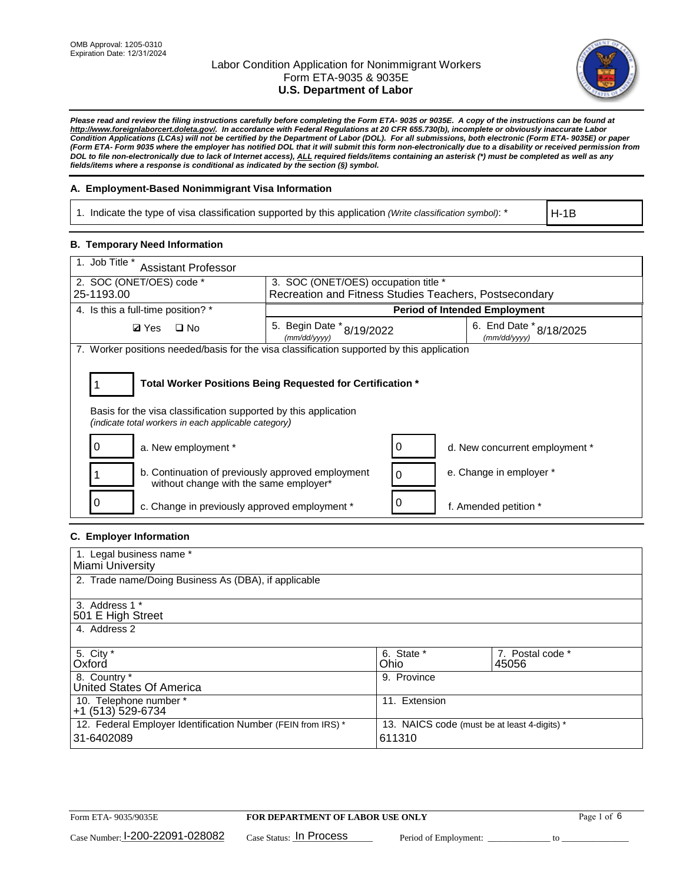OMB Approval: 1205-0310
Expiration Date: 12/31/2024

# Labor Condition Application for Nonimmigrant Workers
## Form ETA-9035 & 9035E
## U.S. Department of Labor

***Please read and review the filing instructions carefully before completing the Form ETA- 9035 or 9035E. A copy of the instructions can be found at http://www.foreignlaborcert.doleta.gov/. In accordance with Federal Regulations at 20 CFR 655.730(b), incomplete or obviously inaccurate Labor Condition Applications (LCAs) will not be certified by the Department of Labor (DOL). For all submissions, both electronic (Form ETA- 9035E) or paper (Form ETA- Form 9035 where the employer has notified DOL that it will submit this form non-electronically due to a disability or received permission from DOL to file non-electronically due to lack of Internet access), ALL required fields/items containing an asterisk (*) must be completed as well as any fields/items where a response is conditional as indicated by the section (§) symbol.***

### A. Employment-Based Nonimmigrant Visa Information

| 1. Indicate the type of visa classification supported by this application *(Write classification symbol)*: * | H-1B |
|---|---|

### B. Temporary Need Information

| 1. Job Title * Assistant Professor | | |
|---|---|---|
| 2. SOC (ONET/OES) code * 25-1193.00 | 3. SOC (ONET/OES) occupation title * Recreation and Fitness Studies Teachers, Postsecondary | |
| 4. Is this a full-time position? * | **Period of Intended Employment** | |
| ☑ Yes ☐ No | 5. Begin Date * *(mm/dd/yyyy)* 8/19/2022 | 6. End Date * *(mm/dd/yyyy)* 8/18/2025 |

7. Worker positions needed/basis for the visa classification supported by this application

**1 — Total Worker Positions Being Requested for Certification ***

Basis for the visa classification supported by this application
*(indicate total workers in each applicable category)*

| Count | Category | Count | Category |
|---|---|---|---|
| 0 | a. New employment * | 0 | d. New concurrent employment * |
| 1 | b. Continuation of previously approved employment without change with the same employer* | 0 | e. Change in employer * |
| 0 | c. Change in previously approved employment * | 0 | f. Amended petition * |

### C. Employer Information

| 1. Legal business name * Miami University | | |
|---|---|---|
| 2. Trade name/Doing Business As (DBA), if applicable | | |
| 3. Address 1 * 501 E High Street | | |
| 4. Address 2 | | |
| 5. City * Oxford | 6. State * Ohio | 7. Postal code * 45056 |
| 8. Country * United States Of America | 9. Province | |
| 10. Telephone number * +1 (513) 529-6734 | 11. Extension | |
| 12. Federal Employer Identification Number (FEIN from IRS) * 31-6402089 | 13. NAICS code (must be at least 4-digits) * 611310 | |

Form ETA- 9035/9035E — **FOR DEPARTMENT OF LABOR USE ONLY**

Case Number: I-200-22091-028082  Case Status: In Process  Period of Employment: ______________ to ______________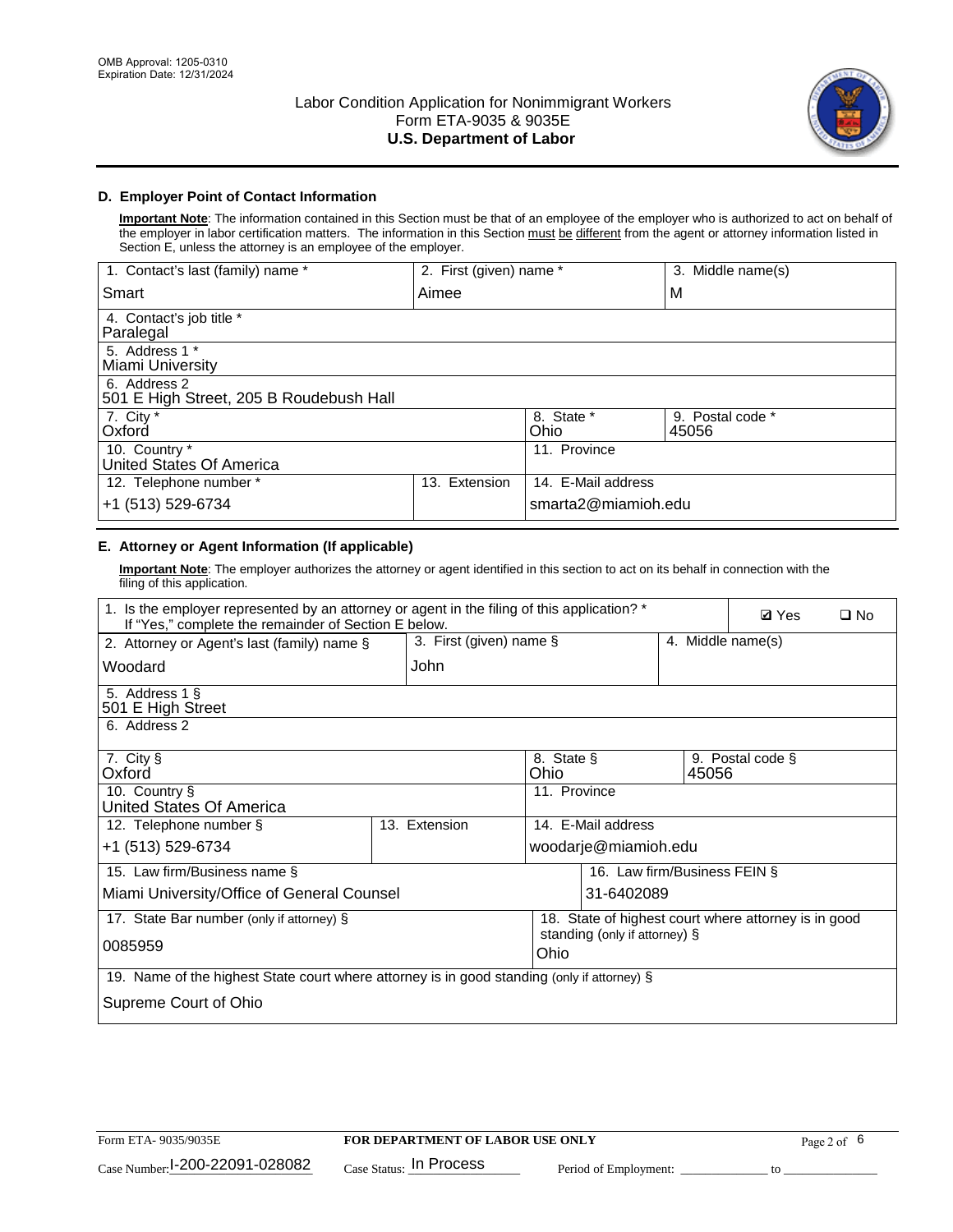OMB Approval: 1205-0310
Expiration Date: 12/31/2024

# Labor Condition Application for Nonimmigrant Workers
# Form ETA-9035 & 9035E
# U.S. Department of Labor

## D. Employer Point of Contact Information

**Important Note**: The information contained in this Section must be that of an employee of the employer who is authorized to act on behalf of the employer in labor certification matters. The information in this Section must be different from the agent or attorney information listed in Section E, unless the attorney is an employee of the employer.

| | | |
|---|---|---|
| 1. Contact's last (family) name * <br> Smart | 2. First (given) name * <br> Aimee | 3. Middle name(s) <br> M |
| 4. Contact's job title * <br> Paralegal | | |
| 5. Address 1 * <br> Miami University | | |
| 6. Address 2 <br> 501 E High Street, 205 B Roudebush Hall | | |
| 7. City * <br> Oxford | 8. State * <br> Ohio | 9. Postal code * <br> 45056 |
| 10. Country * <br> United States Of America | 11. Province | |
| 12. Telephone number * <br> +1 (513) 529-6734 | 13. Extension | 14. E-Mail address <br> smarta2@miamioh.edu |

## E. Attorney or Agent Information (If applicable)

**Important Note**: The employer authorizes the attorney or agent identified in this section to act on its behalf in connection with the filing of this application.

| | | |
|---|---|---|
| 1. Is the employer represented by an attorney or agent in the filing of this application? * If "Yes," complete the remainder of Section E below. | ☑ Yes | ☐ No |
| 2. Attorney or Agent's last (family) name § <br> Woodard | 3. First (given) name § <br> John | 4. Middle name(s) |
| 5. Address 1 § <br> 501 E High Street | | |
| 6. Address 2 | | |
| 7. City § <br> Oxford | 8. State § <br> Ohio | 9. Postal code § <br> 45056 |
| 10. Country § <br> United States Of America | 11. Province | |
| 12. Telephone number § <br> +1 (513) 529-6734 | 13. Extension | 14. E-Mail address <br> woodarje@miamioh.edu |
| 15. Law firm/Business name § <br> Miami University/Office of General Counsel | | 16. Law firm/Business FEIN § <br> 31-6402089 |
| 17. State Bar number (only if attorney) § <br> 0085959 | | 18. State of highest court where attorney is in good standing (only if attorney) § <br> Ohio |
| 19. Name of the highest State court where attorney is in good standing (only if attorney) § <br> Supreme Court of Ohio | | |

Form ETA- 9035/9035E | **FOR DEPARTMENT OF LABOR USE ONLY**

Case Number: I-200-22091-028082 Case Status: In Process Period of Employment: _____________ to _______________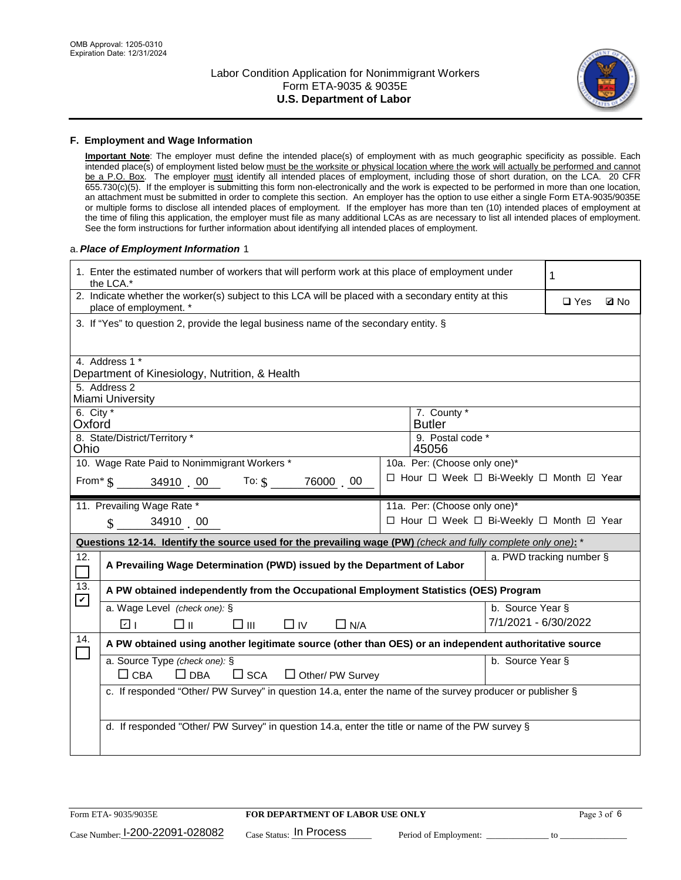OMB Approval: 1205-0310
Expiration Date: 12/31/2024

# Labor Condition Application for Nonimmigrant Workers
## Form ETA-9035 & 9035E
## U.S. Department of Labor

### F. Employment and Wage Information

**Important Note**: The employer must define the intended place(s) of employment with as much geographic specificity as possible. Each intended place(s) of employment listed below must be the worksite or physical location where the work will actually be performed and cannot be a P.O. Box. The employer must identify all intended places of employment, including those of short duration, on the LCA. 20 CFR 655.730(c)(5). If the employer is submitting this form non-electronically and the work is expected to be performed in more than one location, an attachment must be submitted in order to complete this section. An employer has the option to use either a single Form ETA-9035/9035E or multiple forms to disclose all intended places of employment. If the employer has more than ten (10) intended places of employment at the time of filing this application, the employer must file as many additional LCAs as are necessary to list all intended places of employment. See the form instructions for further information about identifying all intended places of employment.

a. ***Place of Employment Information*** 1

| | |
|---|---|
| 1. Enter the estimated number of workers that will perform work at this place of employment under the LCA.* | 1 |
| 2. Indicate whether the worker(s) subject to this LCA will be placed with a secondary entity at this place of employment. * | ☐ Yes ☑ No |
| 3. If "Yes" to question 2, provide the legal business name of the secondary entity. § | |
| 4. Address 1 * Department of Kinesiology, Nutrition, & Health | |
| 5. Address 2 Miami University | |
| 6. City * Oxford | 7. County * Butler |
| 8. State/District/Territory * Ohio | 9. Postal code * 45056 |
| 10. Wage Rate Paid to Nonimmigrant Workers * From* $ 34910 . 00 To: $ 76000 . 00 | 10a. Per: (Choose only one)* ☐ Hour ☐ Week ☐ Bi-Weekly ☐ Month ☑ Year |
| 11. Prevailing Wage Rate * $ 34910 . 00 | 11a. Per: (Choose only one)* ☐ Hour ☐ Week ☐ Bi-Weekly ☐ Month ☑ Year |

**Questions 12-14. Identify the source used for the prevailing wage (PW)** *(check and fully complete only one)*: *

| | | |
|---|---|---|
| 12. ☐ | **A Prevailing Wage Determination (PWD) issued by the Department of Labor** | a. PWD tracking number § |
| 13. ☑ | **A PW obtained independently from the Occupational Employment Statistics (OES) Program** | |
| | a. Wage Level *(check one):* § ☑ I ☐ II ☐ III ☐ IV ☐ N/A | b. Source Year § 7/1/2021 - 6/30/2022 |
| 14. ☐ | **A PW obtained using another legitimate source (other than OES) or an independent authoritative source** | |
| | a. Source Type *(check one):* § ☐ CBA ☐ DBA ☐ SCA ☐ Other/ PW Survey | b. Source Year § |
| | c. If responded "Other/ PW Survey" in question 14.a, enter the name of the survey producer or publisher § | |
| | d. If responded "Other/ PW Survey" in question 14.a, enter the title or name of the PW survey § | |

Form ETA- 9035/9035E | **FOR DEPARTMENT OF LABOR USE ONLY**

Case Number: I-200-22091-028082 Case Status: In Process Period of Employment: _____________ to _______________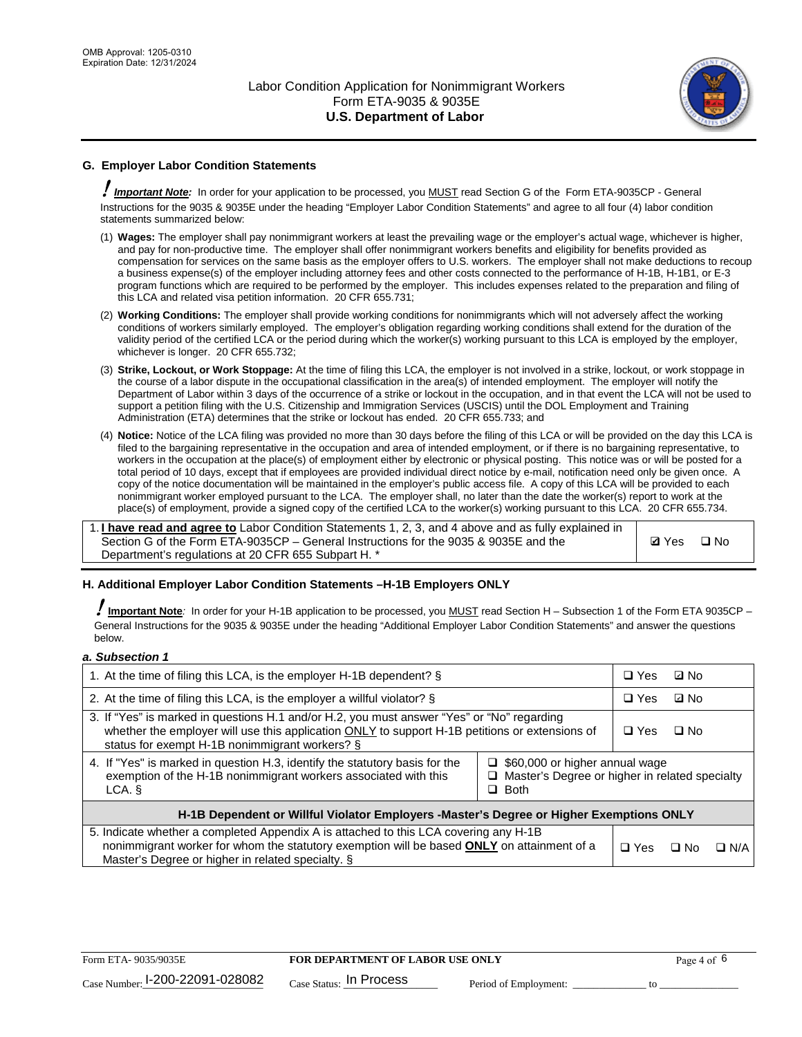## G. Employer Labor Condition Statements

**! *Important Note:*** In order for your application to be processed, you MUST read Section G of the Form ETA-9035CP - General Instructions for the 9035 & 9035E under the heading "Employer Labor Condition Statements" and agree to all four (4) labor condition statements summarized below:

(1) **Wages:** The employer shall pay nonimmigrant workers at least the prevailing wage or the employer's actual wage, whichever is higher, and pay for non-productive time. The employer shall offer nonimmigrant workers benefits and eligibility for benefits provided as compensation for services on the same basis as the employer offers to U.S. workers. The employer shall not make deductions to recoup a business expense(s) of the employer including attorney fees and other costs connected to the performance of H-1B, H-1B1, or E-3 program functions which are required to be performed by the employer. This includes expenses related to the preparation and filing of this LCA and related visa petition information. 20 CFR 655.731;

(2) **Working Conditions:** The employer shall provide working conditions for nonimmigrants which will not adversely affect the working conditions of workers similarly employed. The employer's obligation regarding working conditions shall extend for the duration of the validity period of the certified LCA or the period during which the worker(s) working pursuant to this LCA is employed by the employer, whichever is longer. 20 CFR 655.732;

(3) **Strike, Lockout, or Work Stoppage:** At the time of filing this LCA, the employer is not involved in a strike, lockout, or work stoppage in the course of a labor dispute in the occupational classification in the area(s) of intended employment. The employer will notify the Department of Labor within 3 days of the occurrence of a strike or lockout in the occupation, and in that event the LCA will not be used to support a petition filing with the U.S. Citizenship and Immigration Services (USCIS) until the DOL Employment and Training Administration (ETA) determines that the strike or lockout has ended. 20 CFR 655.733; and

(4) **Notice:** Notice of the LCA filing was provided no more than 30 days before the filing of this LCA or will be provided on the day this LCA is filed to the bargaining representative in the occupation and area of intended employment, or if there is no bargaining representative, to workers in the occupation at the place(s) of employment either by electronic or physical posting. This notice was or will be posted for a total period of 10 days, except that if employees are provided individual direct notice by e-mail, notification need only be given once. A copy of the notice documentation will be maintained in the employer's public access file. A copy of this LCA will be provided to each nonimmigrant worker employed pursuant to the LCA. The employer shall, no later than the date the worker(s) report to work at the place(s) of employment, provide a signed copy of the certified LCA to the worker(s) working pursuant to this LCA. 20 CFR 655.734.

| | |
|---|---|
| 1. **I have read and agree to** Labor Condition Statements 1, 2, 3, and 4 above and as fully explained in Section G of the Form ETA-9035CP – General Instructions for the 9035 & 9035E and the Department's regulations at 20 CFR 655 Subpart H. * | ☑ Yes ☐ No |

## H. Additional Employer Labor Condition Statements –H-1B Employers ONLY

**! Important Note***:* In order for your H-1B application to be processed, you MUST read Section H – Subsection 1 of the Form ETA 9035CP – General Instructions for the 9035 & 9035E under the heading "Additional Employer Labor Condition Statements" and answer the questions below.

***a. Subsection 1***

| | | |
|---|---|---|
| 1. At the time of filing this LCA, is the employer H-1B dependent? § | | ☐ Yes ☑ No |
| 2. At the time of filing this LCA, is the employer a willful violator? § | | ☐ Yes ☑ No |
| 3. If "Yes" is marked in questions H.1 and/or H.2, you must answer "Yes" or "No" regarding whether the employer will use this application ONLY to support H-1B petitions or extensions of status for exempt H-1B nonimmigrant workers? § | | ☐ Yes ☐ No |
| 4. If "Yes" is marked in question H.3, identify the statutory basis for the exemption of the H-1B nonimmigrant workers associated with this LCA. § | ☐ $60,000 or higher annual wage<br>☐ Master's Degree or higher in related specialty<br>☐ Both | |
| **H-1B Dependent or Willful Violator Employers -Master's Degree or Higher Exemptions ONLY** | | |
| 5. Indicate whether a completed Appendix A is attached to this LCA covering any H-1B nonimmigrant worker for whom the statutory exemption will be based **ONLY** on attainment of a Master's Degree or higher in related specialty. § | | ☐ Yes ☐ No ☐ N/A |

Form ETA- 9035/9035E **FOR DEPARTMENT OF LABOR USE ONLY**

Case Number: I-200-22091-028082 Case Status: In Process Period of Employment: _____________ to _____________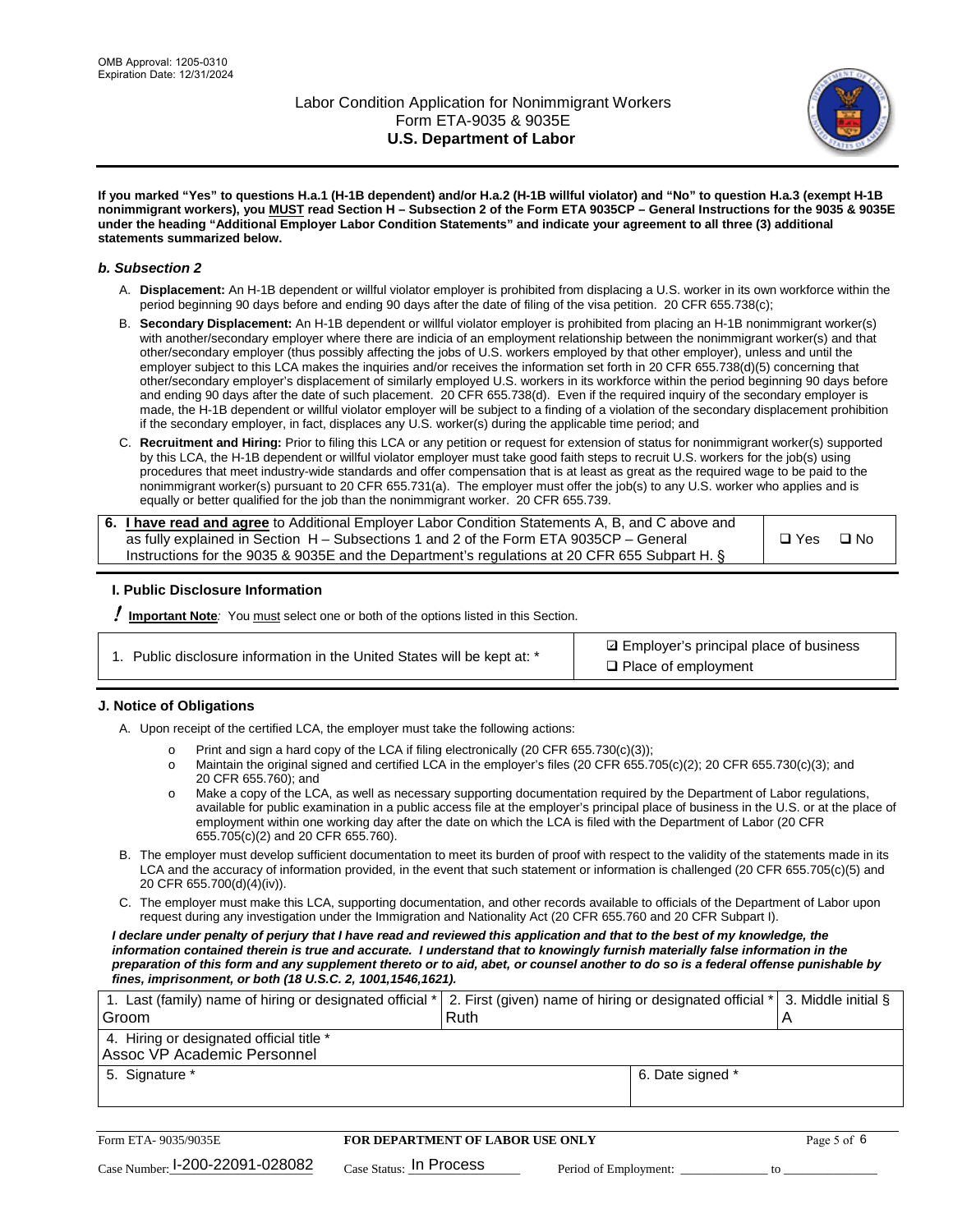**If you marked "Yes" to questions H.a.1 (H-1B dependent) and/or H.a.2 (H-1B willful violator) and "No" to question H.a.3 (exempt H-1B nonimmigrant workers), you MUST read Section H – Subsection 2 of the Form ETA 9035CP – General Instructions for the 9035 & 9035E under the heading "Additional Employer Labor Condition Statements" and indicate your agreement to all three (3) additional statements summarized below.**

### *b. Subsection 2*

A. **Displacement:** An H-1B dependent or willful violator employer is prohibited from displacing a U.S. worker in its own workforce within the period beginning 90 days before and ending 90 days after the date of filing of the visa petition. 20 CFR 655.738(c);

B. **Secondary Displacement:** An H-1B dependent or willful violator employer is prohibited from placing an H-1B nonimmigrant worker(s) with another/secondary employer where there are indicia of an employment relationship between the nonimmigrant worker(s) and that other/secondary employer (thus possibly affecting the jobs of U.S. workers employed by that other employer), unless and until the employer subject to this LCA makes the inquiries and/or receives the information set forth in 20 CFR 655.738(d)(5) concerning that other/secondary employer's displacement of similarly employed U.S. workers in its workforce within the period beginning 90 days before and ending 90 days after the date of such placement. 20 CFR 655.738(d). Even if the required inquiry of the secondary employer is made, the H-1B dependent or willful violator employer will be subject to a finding of a violation of the secondary displacement prohibition if the secondary employer, in fact, displaces any U.S. worker(s) during the applicable time period; and

C. **Recruitment and Hiring:** Prior to filing this LCA or any petition or request for extension of status for nonimmigrant worker(s) supported by this LCA, the H-1B dependent or willful violator employer must take good faith steps to recruit U.S. workers for the job(s) using procedures that meet industry-wide standards and offer compensation that is at least as great as the required wage to be paid to the nonimmigrant worker(s) pursuant to 20 CFR 655.731(a). The employer must offer the job(s) to any U.S. worker who applies and is equally or better qualified for the job than the nonimmigrant worker. 20 CFR 655.739.

| 6. **I have read and agree** to Additional Employer Labor Condition Statements A, B, and C above and as fully explained in Section H – Subsections 1 and 2 of the Form ETA 9035CP – General Instructions for the 9035 & 9035E and the Department's regulations at 20 CFR 655 Subpart H. § | ❑ Yes ❑ No |
|---|---|

## I. Public Disclosure Information

**! Important Note:** You must select one or both of the options listed in this Section.

| 1. Public disclosure information in the United States will be kept at: * | ☑ Employer's principal place of business<br>❑ Place of employment |
|---|---|

## J. Notice of Obligations

A. Upon receipt of the certified LCA, the employer must take the following actions:

- Print and sign a hard copy of the LCA if filing electronically (20 CFR 655.730(c)(3));
- Maintain the original signed and certified LCA in the employer's files (20 CFR 655.705(c)(2); 20 CFR 655.730(c)(3); and 20 CFR 655.760); and
- Make a copy of the LCA, as well as necessary supporting documentation required by the Department of Labor regulations, available for public examination in a public access file at the employer's principal place of business in the U.S. or at the place of employment within one working day after the date on which the LCA is filed with the Department of Labor (20 CFR 655.705(c)(2) and 20 CFR 655.760).

B. The employer must develop sufficient documentation to meet its burden of proof with respect to the validity of the statements made in its LCA and the accuracy of information provided, in the event that such statement or information is challenged (20 CFR 655.705(c)(5) and 20 CFR 655.700(d)(4)(iv)).

C. The employer must make this LCA, supporting documentation, and other records available to officials of the Department of Labor upon request during any investigation under the Immigration and Nationality Act (20 CFR 655.760 and 20 CFR Subpart I).

***I declare under penalty of perjury that I have read and reviewed this application and that to the best of my knowledge, the information contained therein is true and accurate. I understand that to knowingly furnish materially false information in the preparation of this form and any supplement thereto or to aid, abet, or counsel another to do so is a federal offense punishable by fines, imprisonment, or both (18 U.S.C. 2, 1001,1546,1621).***

| 1. Last (family) name of hiring or designated official * | 2. First (given) name of hiring or designated official * | 3. Middle initial § |
|---|---|---|
| Groom | Ruth | A |
| 4. Hiring or designated official title * | | |
| Assoc VP Academic Personnel | | |
| 5. Signature * | 6. Date signed * | |
| | | |

Form ETA- 9035/9035E — **FOR DEPARTMENT OF LABOR USE ONLY**

Case Number: I-200-22091-028082 Case Status: In Process Period of Employment: _____________ to _____________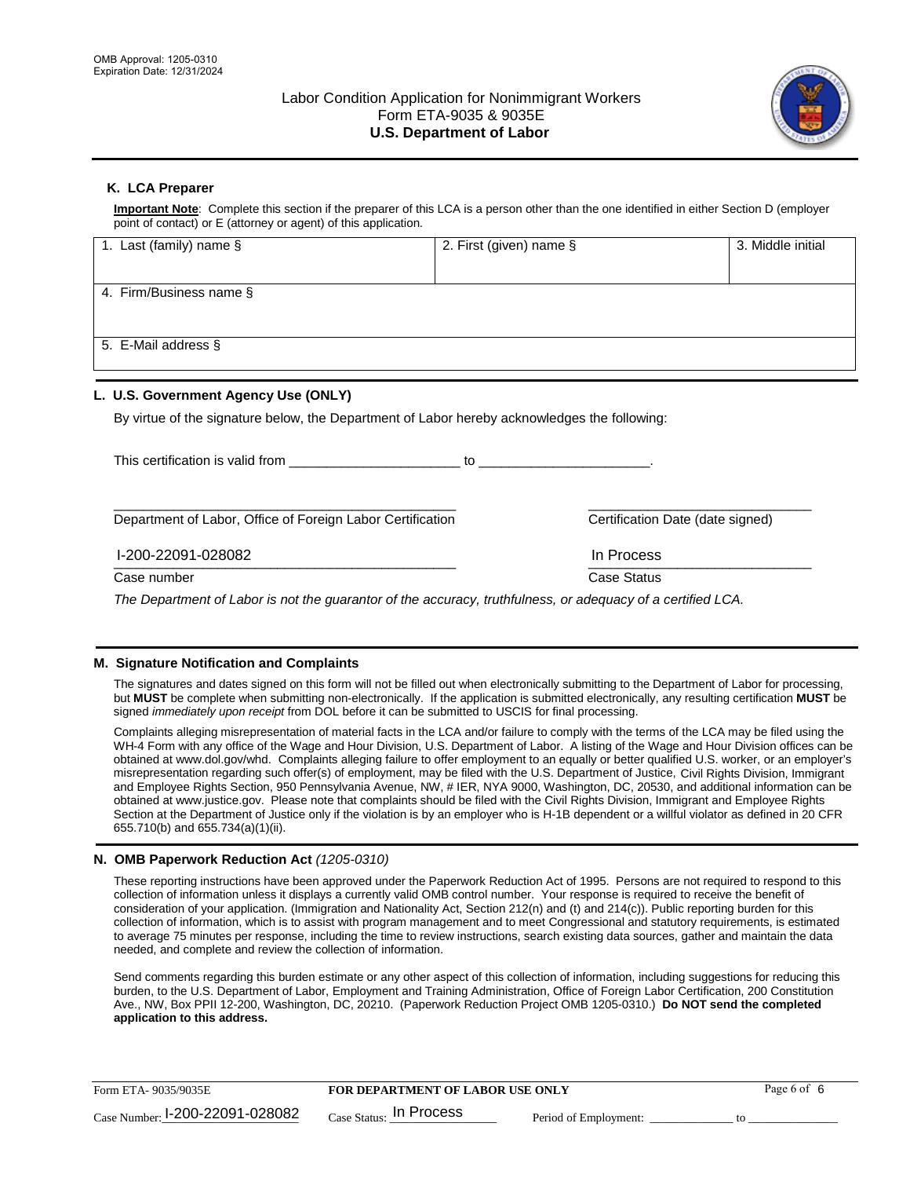OMB Approval: 1205-0310
Expiration Date: 12/31/2024

# Labor Condition Application for Nonimmigrant Workers
## Form ETA-9035 & 9035E
## U.S. Department of Labor

### K. LCA Preparer

**Important Note**: Complete this section if the preparer of this LCA is a person other than the one identified in either Section D (employer point of contact) or E (attorney or agent) of this application.

| 1. Last (family) name § | 2. First (given) name § | 3. Middle initial |
|---|---|---|
| 4. Firm/Business name § | | |
| 5. E-Mail address § | | |

### L. U.S. Government Agency Use (ONLY)

By virtue of the signature below, the Department of Labor hereby acknowledges the following:

This certification is valid from ______________________ to ______________________.

Department of Labor, Office of Foreign Labor Certification

Certification Date (date signed)

I-200-22091-028082
Case number

In Process
Case Status

*The Department of Labor is not the guarantor of the accuracy, truthfulness, or adequacy of a certified LCA.*

### M. Signature Notification and Complaints

The signatures and dates signed on this form will not be filled out when electronically submitting to the Department of Labor for processing, but **MUST** be complete when submitting non-electronically. If the application is submitted electronically, any resulting certification **MUST** be signed *immediately upon receipt* from DOL before it can be submitted to USCIS for final processing.

Complaints alleging misrepresentation of material facts in the LCA and/or failure to comply with the terms of the LCA may be filed using the WH-4 Form with any office of the Wage and Hour Division, U.S. Department of Labor. A listing of the Wage and Hour Division offices can be obtained at www.dol.gov/whd. Complaints alleging failure to offer employment to an equally or better qualified U.S. worker, or an employer's misrepresentation regarding such offer(s) of employment, may be filed with the U.S. Department of Justice, Civil Rights Division, Immigrant and Employee Rights Section, 950 Pennsylvania Avenue, NW, # IER, NYA 9000, Washington, DC, 20530, and additional information can be obtained at www.justice.gov. Please note that complaints should be filed with the Civil Rights Division, Immigrant and Employee Rights Section at the Department of Justice only if the violation is by an employer who is H-1B dependent or a willful violator as defined in 20 CFR 655.710(b) and 655.734(a)(1)(ii).

### N. OMB Paperwork Reduction Act *(1205-0310)*

These reporting instructions have been approved under the Paperwork Reduction Act of 1995. Persons are not required to respond to this collection of information unless it displays a currently valid OMB control number. Your response is required to receive the benefit of consideration of your application. (Immigration and Nationality Act, Section 212(n) and (t) and 214(c)). Public reporting burden for this collection of information, which is to assist with program management and to meet Congressional and statutory requirements, is estimated to average 75 minutes per response, including the time to review instructions, search existing data sources, gather and maintain the data needed, and complete and review the collection of information.

Send comments regarding this burden estimate or any other aspect of this collection of information, including suggestions for reducing this burden, to the U.S. Department of Labor, Employment and Training Administration, Office of Foreign Labor Certification, 200 Constitution Ave., NW, Box PPII 12-200, Washington, DC, 20210. (Paperwork Reduction Project OMB 1205-0310.) **Do NOT send the completed application to this address.**

Form ETA- 9035/9035E | **FOR DEPARTMENT OF LABOR USE ONLY**

Case Number: I-200-22091-028082 Case Status: In Process Period of Employment: _____________ to _____________